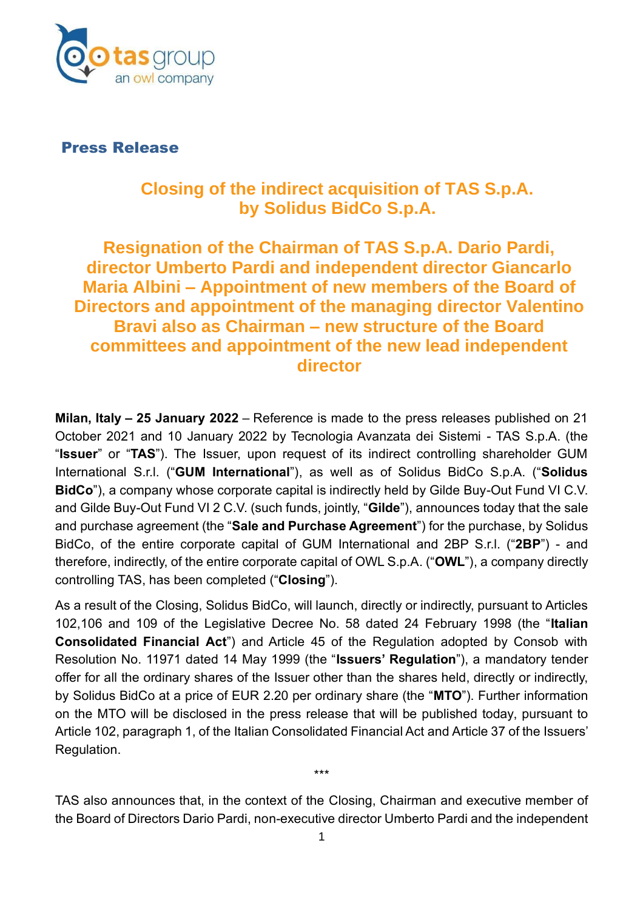**Press Release**

# Closing of the indirect acquisition of TAS S.p.A. by Solidus BidCo S.p.A.

# Resignation of the Chairman of TAS S.p.A. Dario Pardi, director Umberto Pardi and independent director Giancarlo Maria Albini – Appointment of new members of the Board of Directors and appointment of the managing director Valentino Bravi also as Chairman – new structure of the Board committees and appointment of the new lead independent director

**Milan, Italy – 25 January 2022** – Reference is made to the press releases published on 21 October 2021 and 10 January 2022 by Tecnologia Avanzata dei Sistemi - TAS S.p.A. (the "**Issuer**" or "**TAS**"). The Issuer, upon request of its indirect controlling shareholder GUM International S.r.l. ("**GUM International**"), as well as of Solidus BidCo S.p.A. ("**Solidus BidCo**"), a company whose corporate capital is indirectly held by Gilde Buy-Out Fund VI C.V. and Gilde Buy-Out Fund VI 2 C.V. (such funds, jointly, "**Gilde**"), announces today that the sale and purchase agreement (the "**Sale and Purchase Agreement**") for the purchase, by Solidus BidCo, of the entire corporate capital of GUM International and 2BP S.r.l. ("**2BP**") - and therefore, indirectly, of the entire corporate capital of OWL S.p.A. ("**OWL**"), a company directly controlling TAS, has been completed ("**Closing**").

As a result of the Closing, Solidus BidCo, will launch, directly or indirectly, pursuant to Articles 102,106 and 109 of the Legislative Decree No. 58 dated 24 February 1998 (the "**Italian Consolidated Financial Act**") and Article 45 of the Regulation adopted by Consob with Resolution No. 11971 dated 14 May 1999 (the "**Issuers' Regulation**"), a mandatory tender offer for all the ordinary shares of the Issuer other than the shares held, directly or indirectly, by Solidus BidCo at a price of EUR 2.20 per ordinary share (the "**MTO**"). Further information on the MTO will be disclosed in the press release that will be published today, pursuant to Article 102, paragraph 1, of the Italian Consolidated Financial Act and Article 37 of the Issuers' Regulation.

\*\*\*

TAS also announces that, in the context of the Closing, Chairman and executive member of the Board of Directors Dario Pardi, non-executive director Umberto Pardi and the independent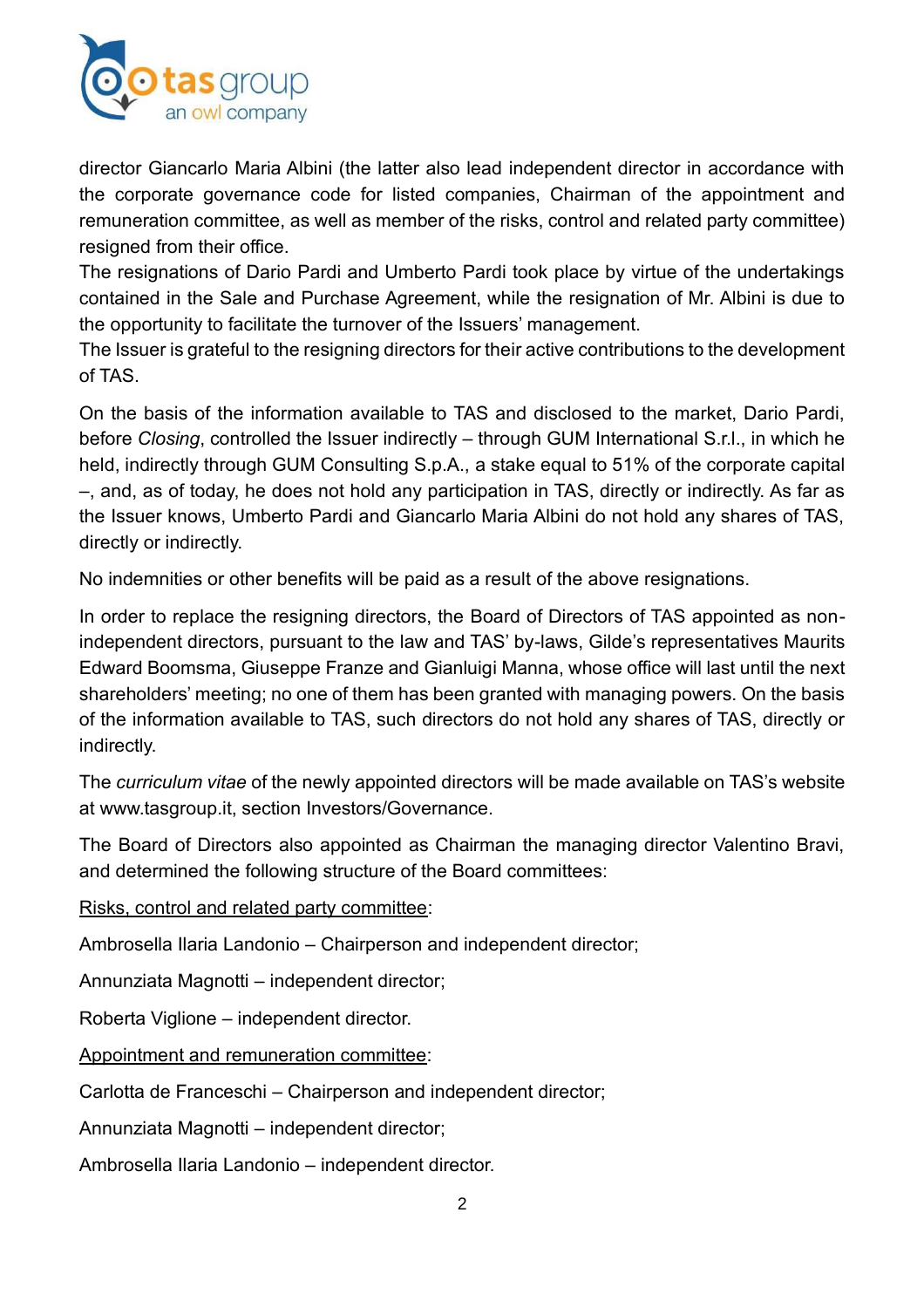director Giancarlo Maria Albini (the latter also lead independent director in accordance with the corporate governance code for listed companies, Chairman of the appointment and remuneration committee, as well as member of the risks, control and related party committee) resigned from their office.

The resignations of Dario Pardi and Umberto Pardi took place by virtue of the undertakings contained in the Sale and Purchase Agreement, while the resignation of Mr. Albini is due to the opportunity to facilitate the turnover of the Issuers' management.

The Issuer is grateful to the resigning directors for their active contributions to the development of TAS.

On the basis of the information available to TAS and disclosed to the market, Dario Pardi, before *Closing*, controlled the Issuer indirectly – through GUM International S.r.l., in which he held, indirectly through GUM Consulting S.p.A., a stake equal to 51% of the corporate capital –, and, as of today, he does not hold any participation in TAS, directly or indirectly. As far as the Issuer knows, Umberto Pardi and Giancarlo Maria Albini do not hold any shares of TAS, directly or indirectly.

No indemnities or other benefits will be paid as a result of the above resignations.

In order to replace the resigning directors, the Board of Directors of TAS appointed as non-independent directors, pursuant to the law and TAS' by-laws, Gilde's representatives Maurits Edward Boomsma, Giuseppe Franze and Gianluigi Manna, whose office will last until the next shareholders' meeting; no one of them has been granted with managing powers. On the basis of the information available to TAS, such directors do not hold any shares of TAS, directly or indirectly.

The *curriculum vitae* of the newly appointed directors will be made available on TAS's website at www.tasgroup.it, section Investors/Governance.

The Board of Directors also appointed as Chairman the managing director Valentino Bravi, and determined the following structure of the Board committees:

<u>Risks, control and related party committee</u>:

Ambrosella Ilaria Landonio – Chairperson and independent director;

Annunziata Magnotti – independent director;

Roberta Viglione – independent director.

<u>Appointment and remuneration committee</u>:

Carlotta de Franceschi – Chairperson and independent director;

Annunziata Magnotti – independent director;

Ambrosella Ilaria Landonio – independent director.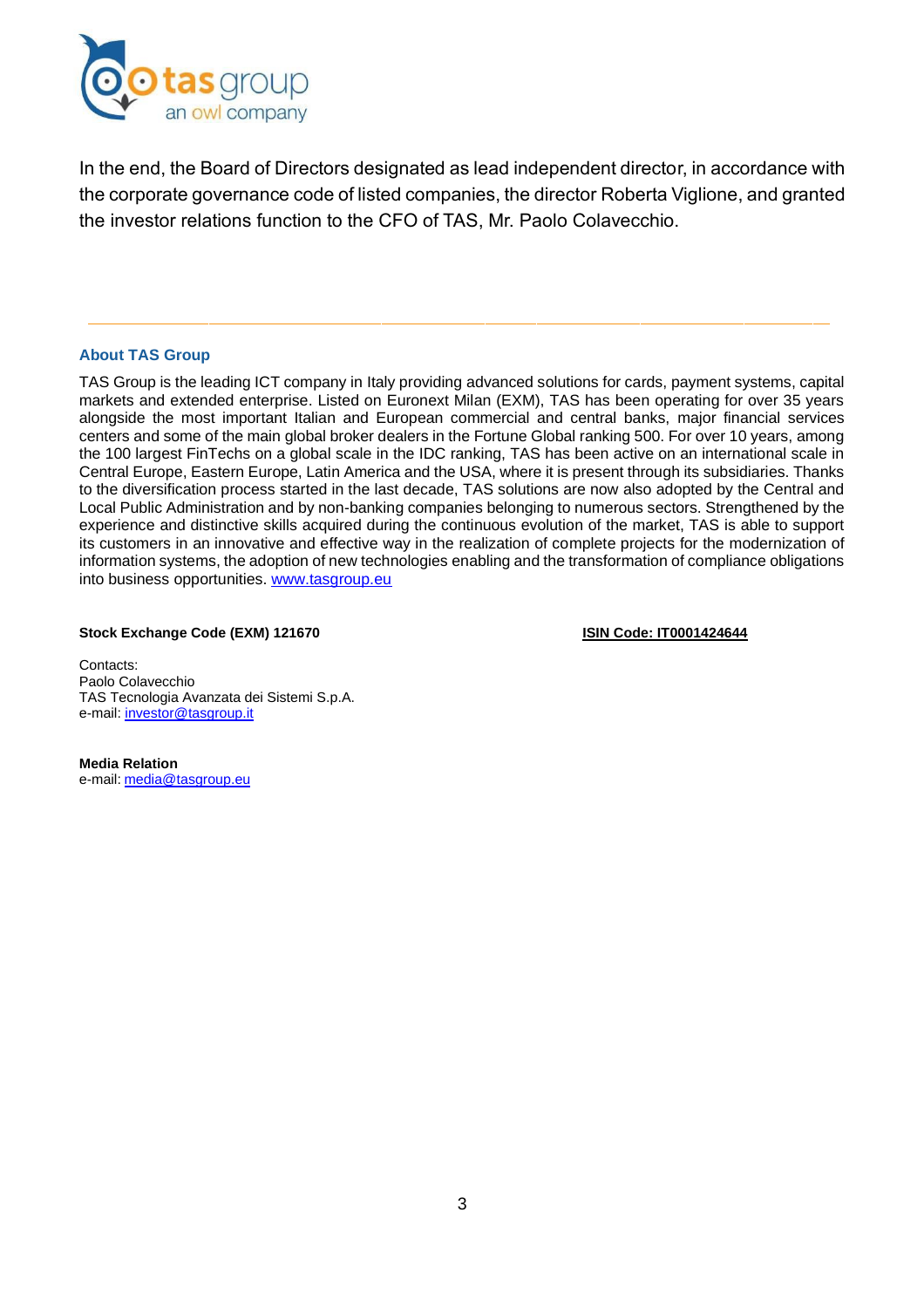In the end, the Board of Directors designated as lead independent director, in accordance with the corporate governance code of listed companies, the director Roberta Viglione, and granted the investor relations function to the CFO of TAS, Mr. Paolo Colavecchio.

---

### About TAS Group

TAS Group is the leading ICT company in Italy providing advanced solutions for cards, payment systems, capital markets and extended enterprise. Listed on Euronext Milan (EXM), TAS has been operating for over 35 years alongside the most important Italian and European commercial and central banks, major financial services centers and some of the main global broker dealers in the Fortune Global ranking 500. For over 10 years, among the 100 largest FinTechs on a global scale in the IDC ranking, TAS has been active on an international scale in Central Europe, Eastern Europe, Latin America and the USA, where it is present through its subsidiaries. Thanks to the diversification process started in the last decade, TAS solutions are now also adopted by the Central and Local Public Administration and by non-banking companies belonging to numerous sectors. Strengthened by the experience and distinctive skills acquired during the continuous evolution of the market, TAS is able to support its customers in an innovative and effective way in the realization of complete projects for the modernization of information systems, the adoption of new technologies enabling and the transformation of compliance obligations into business opportunities. www.tasgroup.eu

**Stock Exchange Code (EXM) 121670**

**ISIN Code: IT0001424644**

Contacts:
Paolo Colavecchio
TAS Tecnologia Avanzata dei Sistemi S.p.A.
e-mail: investor@tasgroup.it

**Media Relation**
e-mail: media@tasgroup.eu